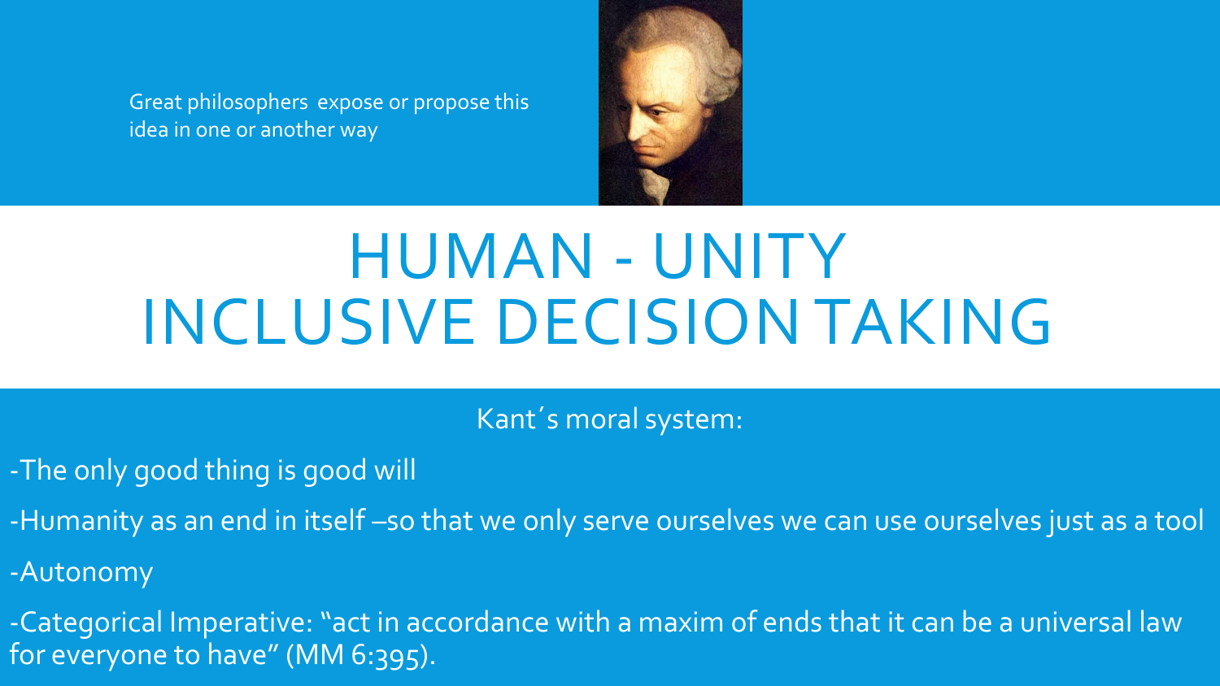Great philosophers expose or propose this idea in one or another way

# HUMAN - UNITY
# INCLUSIVE DECISION TAKING

Kant´s moral system:

- The only good thing is good will
- Humanity as an end in itself –so that we only serve ourselves we can use ourselves just as a tool
- Autonomy
- Categorical Imperative: "act in accordance with a maxim of ends that it can be a universal law for everyone to have" (MM 6:395).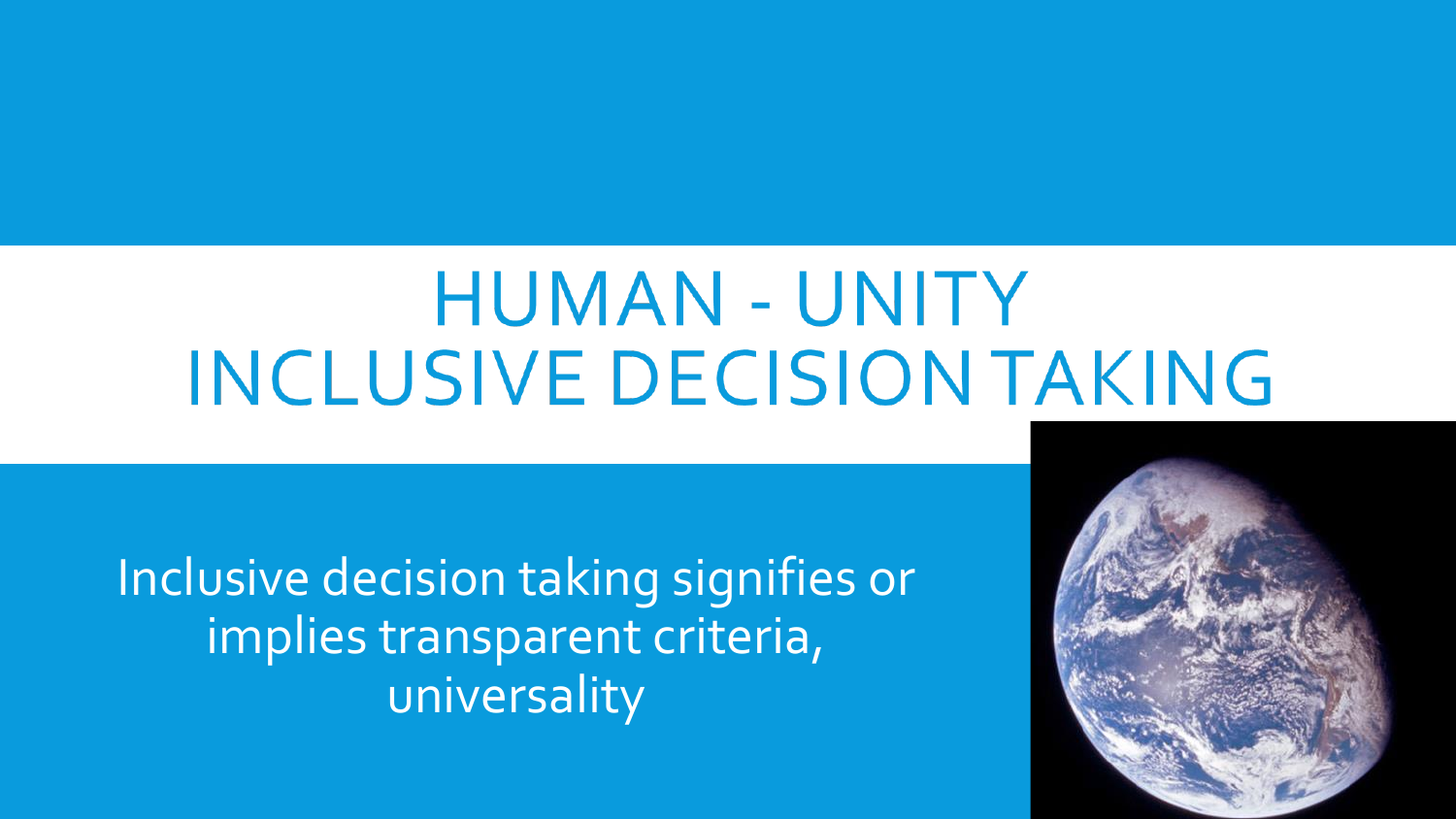# HUMAN - UNITY
# INCLUSIVE DECISION TAKING

Inclusive decision taking signifies or implies transparent criteria, universality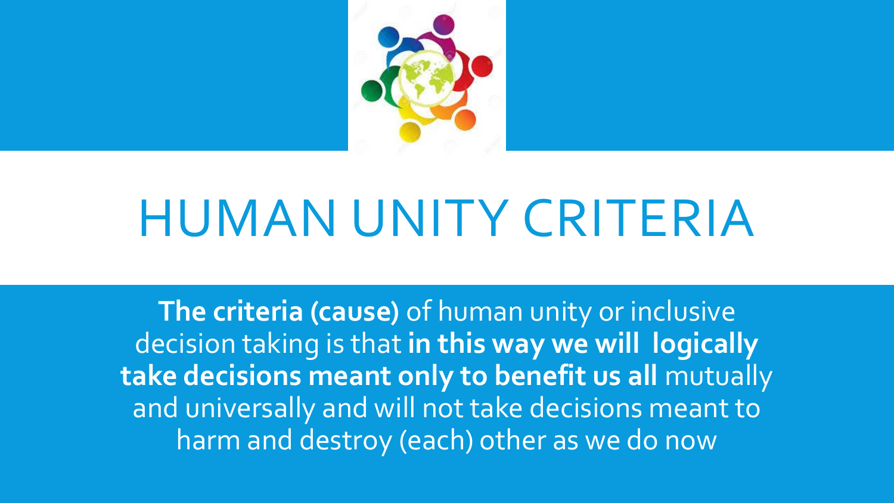# HUMAN UNITY CRITERIA

**The criteria (cause)** of human unity or inclusive decision taking is that **in this way we will logically take decisions meant only to benefit us all** mutually and universally and will not take decisions meant to harm and destroy (each) other as we do now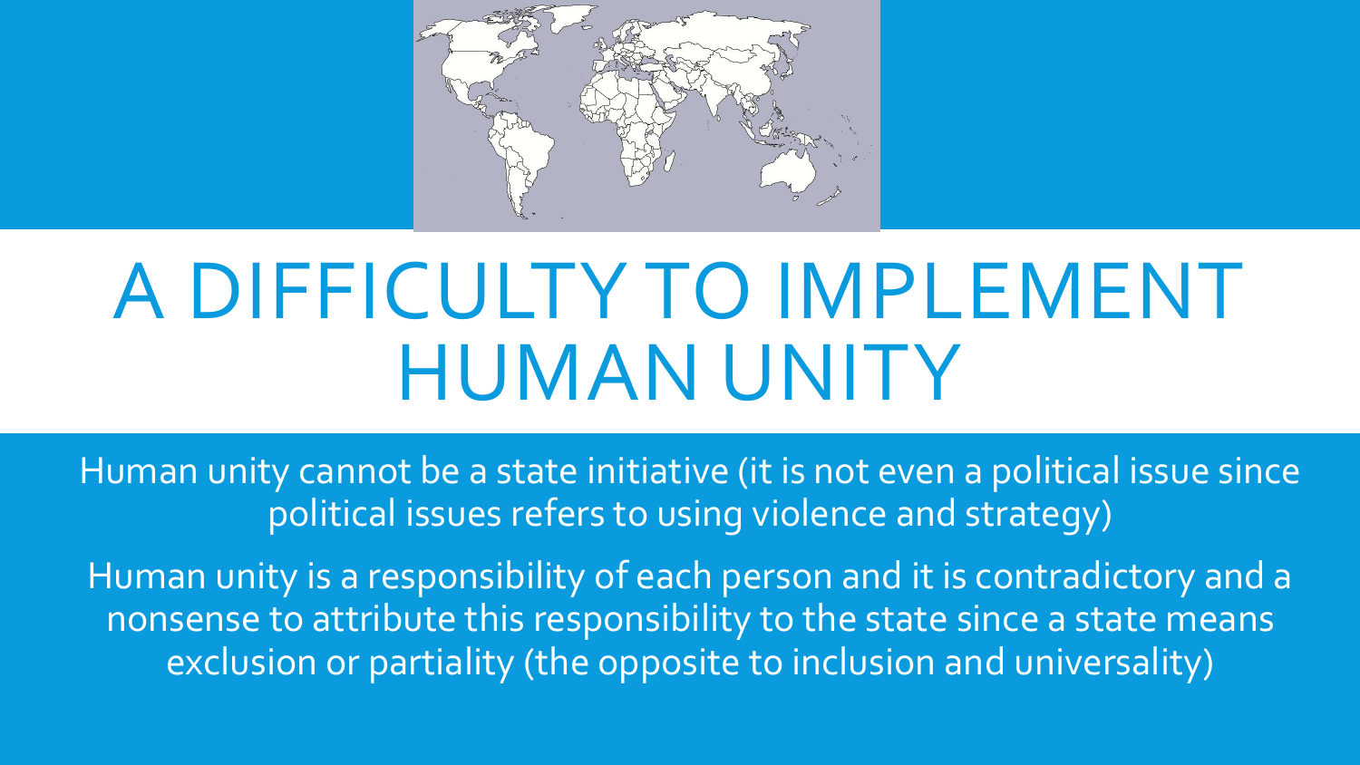# A DIFFICULTY TO IMPLEMENT HUMAN UNITY

Human unity cannot be a state initiative (it is not even a political issue since political issues refers to using violence and strategy)

Human unity is a responsibility of each person and it is contradictory and a nonsense to attribute this responsibility to the state since a state means exclusion or partiality (the opposite to inclusion and universality)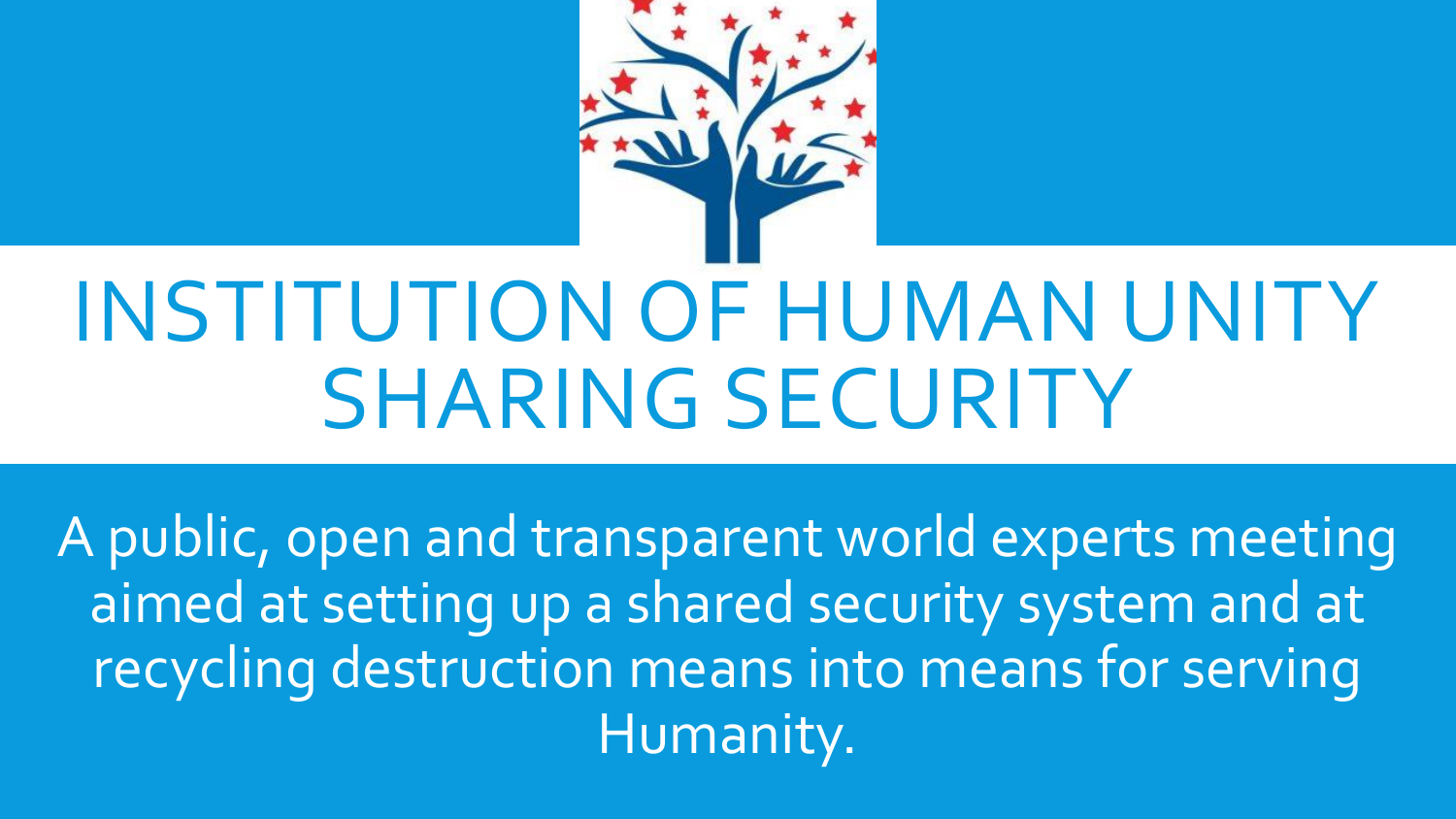# INSTITUTION OF HUMAN UNITY SHARING SECURITY

A public, open and transparent world experts meeting aimed at setting up a shared security system and at recycling destruction means into means for serving Humanity.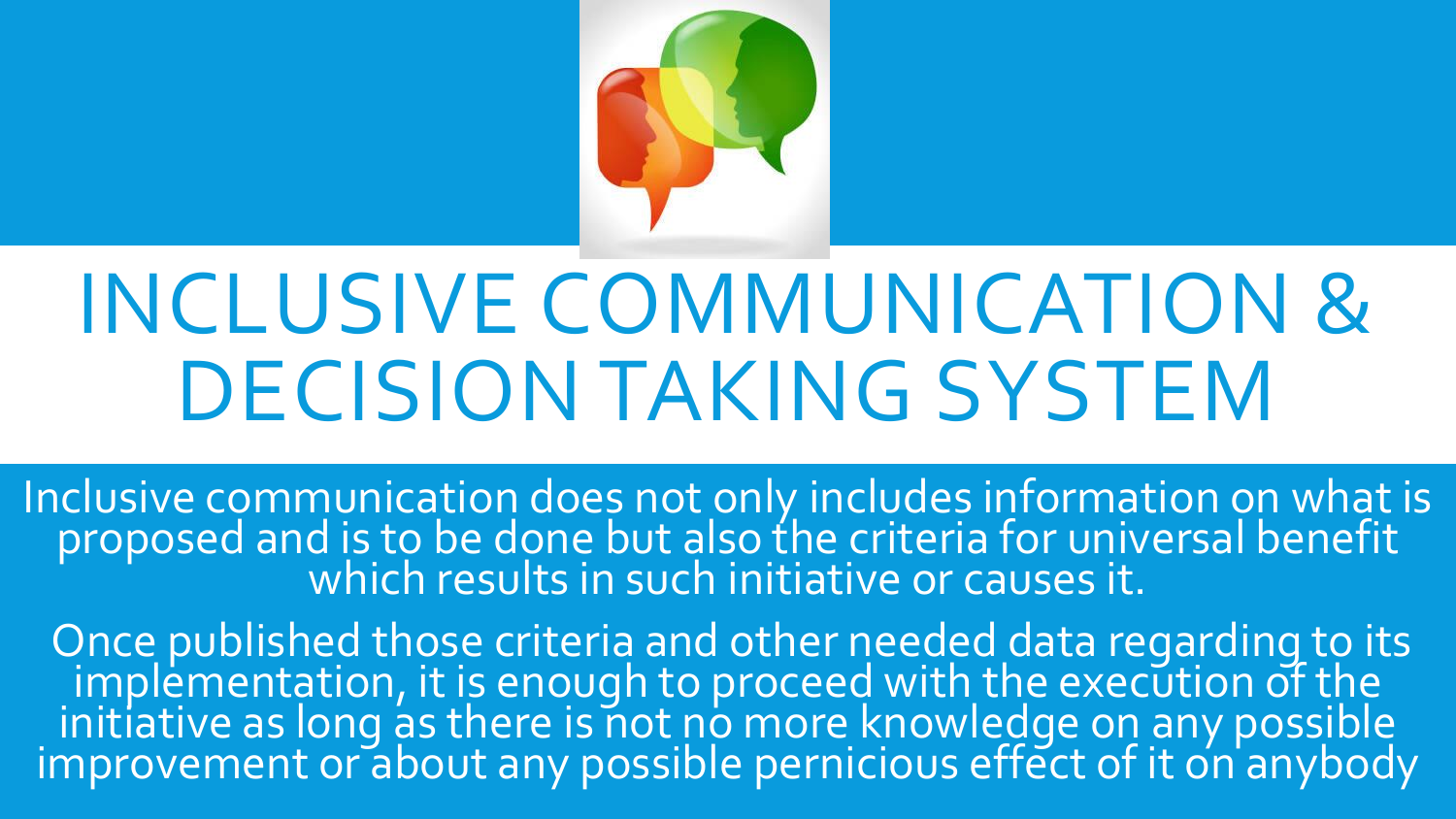# INCLUSIVE COMMUNICATION & DECISION TAKING SYSTEM

Inclusive communication does not only includes information on what is proposed and is to be done but also the criteria for universal benefit which results in such initiative or causes it.

Once published those criteria and other needed data regarding to its implementation, it is enough to proceed with the execution of the initiative as long as there is not no more knowledge on any possible improvement or about any possible pernicious effect of it on anybody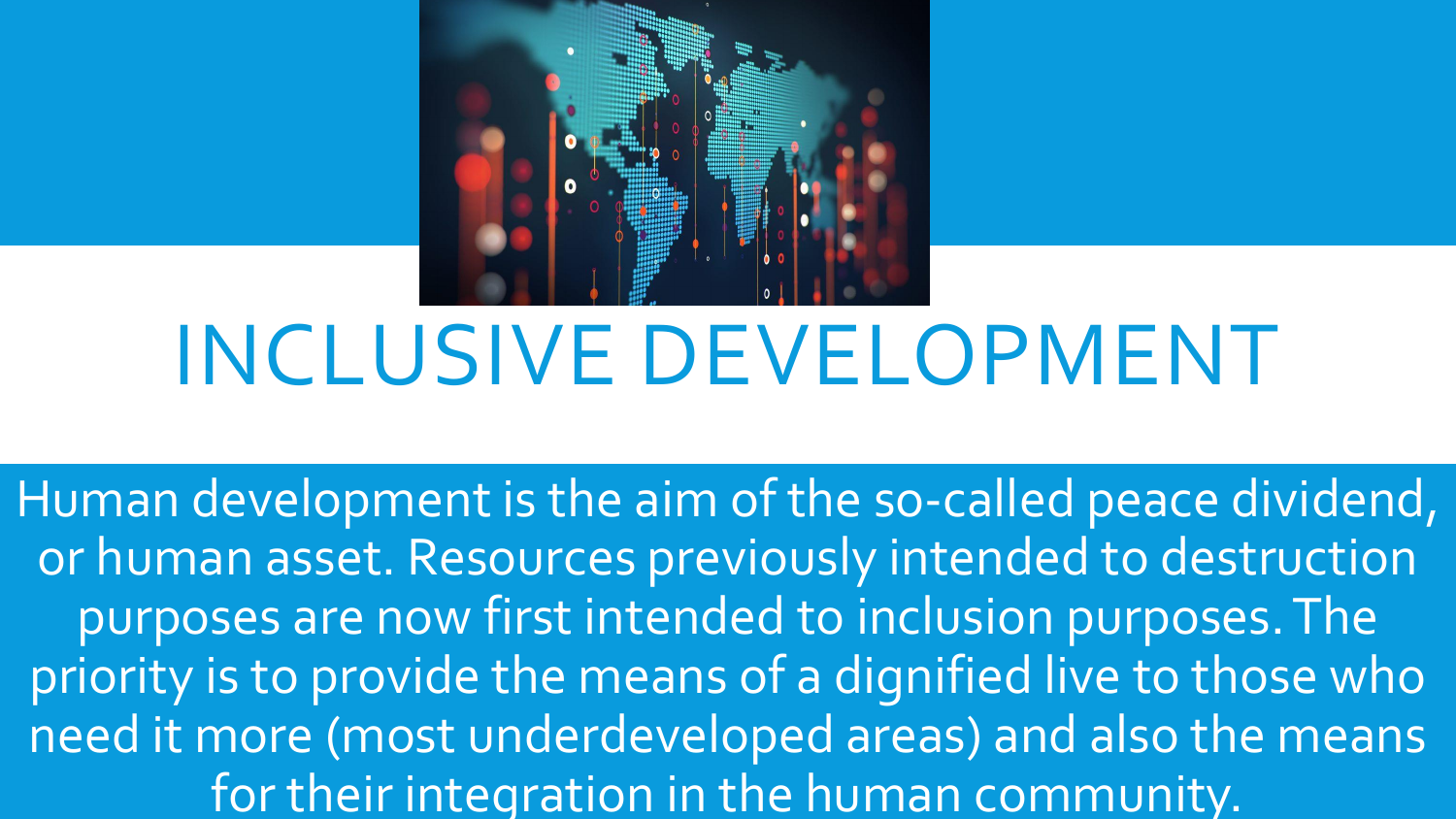# INCLUSIVE DEVELOPMENT

Human development is the aim of the so-called peace dividend, or human asset. Resources previously intended to destruction purposes are now first intended to inclusion purposes. The priority is to provide the means of a dignified live to those who need it more (most underdeveloped areas) and also the means for their integration in the human community.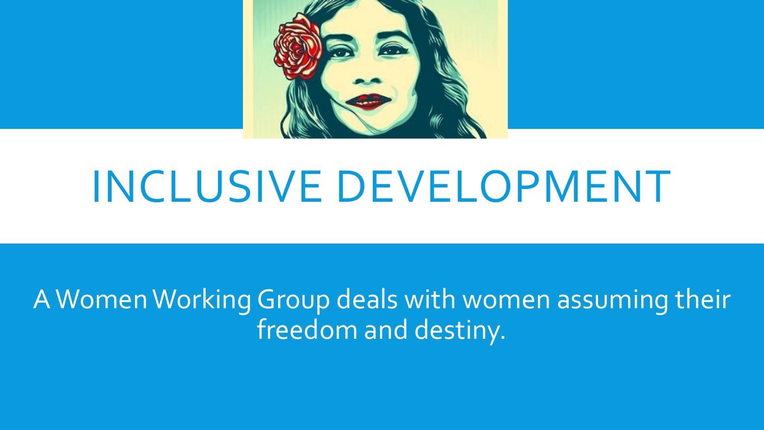# INCLUSIVE DEVELOPMENT

A Women Working Group deals with women assuming their freedom and destiny.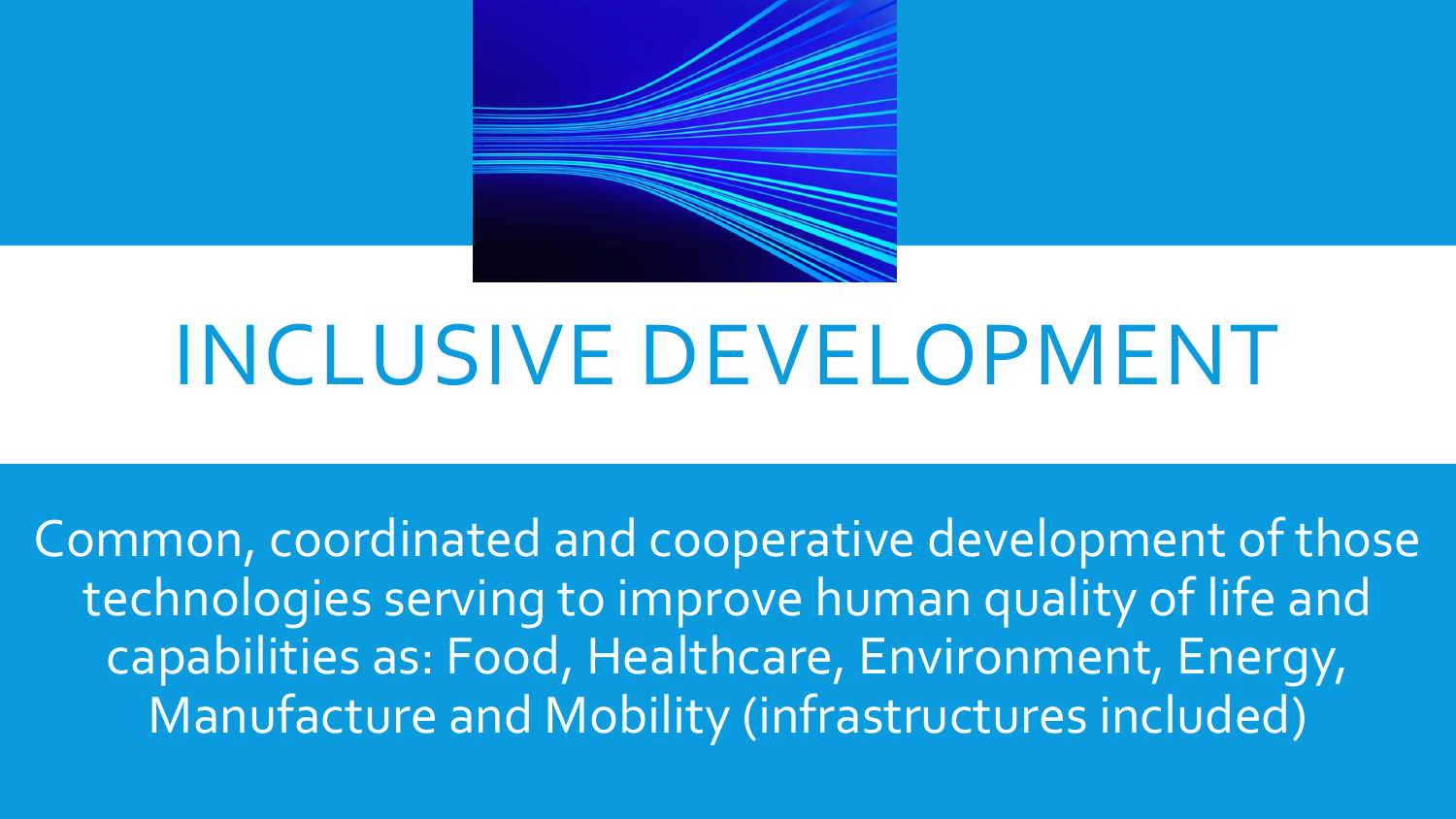# INCLUSIVE DEVELOPMENT

Common, coordinated and cooperative development of those technologies serving to improve human quality of life and capabilities as: Food, Healthcare, Environment, Energy, Manufacture and Mobility (infrastructures included)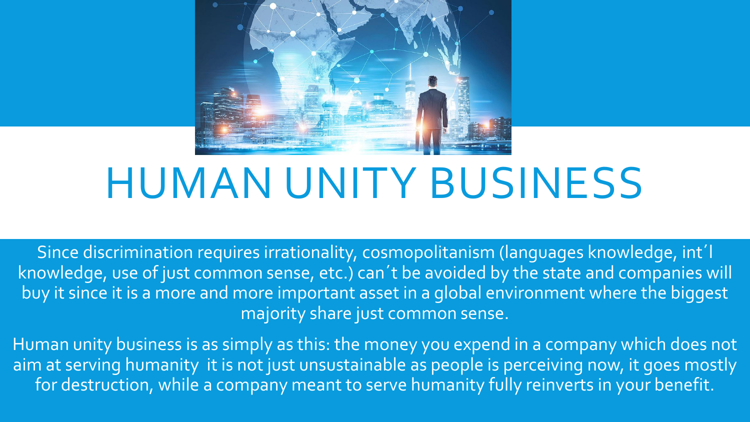# HUMAN UNITY BUSINESS

Since discrimination requires irrationality, cosmopolitanism (languages knowledge, int´l knowledge, use of just common sense, etc.) can´t be avoided by the state and companies will buy it since it is a more and more important asset in a global environment where the biggest majority share just common sense.

Human unity business is as simply as this: the money you expend in a company which does not aim at serving humanity it is not just unsustainable as people is perceiving now, it goes mostly for destruction, while a company meant to serve humanity fully reinverts in your benefit.